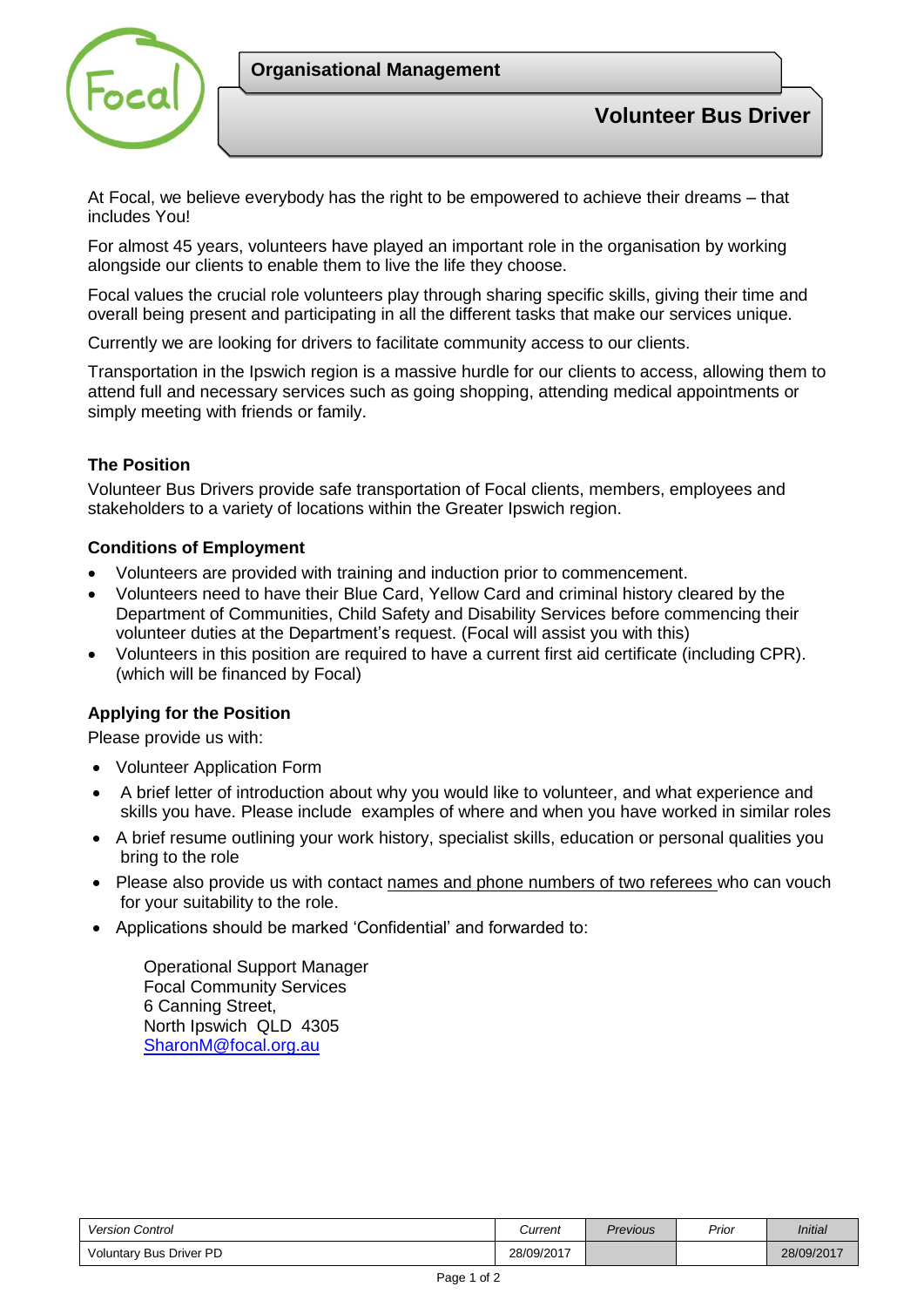Focal

Organisational Management

# Volunteer Bus Driver

At Focal, we believe everybody has the right to be empowered to achieve their dreams – that includes You!

For almost 45 years, volunteers have played an important role in the organisation by working alongside our clients to enable them to live the life they choose.

Focal values the crucial role volunteers play through sharing specific skills, giving their time and overall being present and participating in all the different tasks that make our services unique.

Currently we are looking for drivers to facilitate community access to our clients.

Transportation in the Ipswich region is a massive hurdle for our clients to access, allowing them to attend full and necessary services such as going shopping, attending medical appointments or simply meeting with friends or family.

## The Position

Volunteer Bus Drivers provide safe transportation of Focal clients, members, employees and stakeholders to a variety of locations within the Greater Ipswich region.

## Conditions of Employment

- Volunteers are provided with training and induction prior to commencement.
- Volunteers need to have their Blue Card, Yellow Card and criminal history cleared by the Department of Communities, Child Safety and Disability Services before commencing their volunteer duties at the Department's request. (Focal will assist you with this)
- Volunteers in this position are required to have a current first aid certificate (including CPR). (which will be financed by Focal)

## Applying for the Position

Please provide us with:

- Volunteer Application Form
- A brief letter of introduction about why you would like to volunteer, and what experience and skills you have. Please include examples of where and when you have worked in similar roles
- A brief resume outlining your work history, specialist skills, education or personal qualities you bring to the role
- Please also provide us with contact names and phone numbers of two referees who can vouch for your suitability to the role.
- Applications should be marked 'Confidential' and forwarded to:

  Operational Support Manager
  Focal Community Services
  6 Canning Street,
  North Ipswich QLD 4305
  SharonM@focal.org.au

| *Version Control* | *Current* | *Previous* | *Prior* | *Initial* |
|---|---|---|---|---|
| Voluntary Bus Driver PD | 28/09/2017 | | | 28/09/2017 |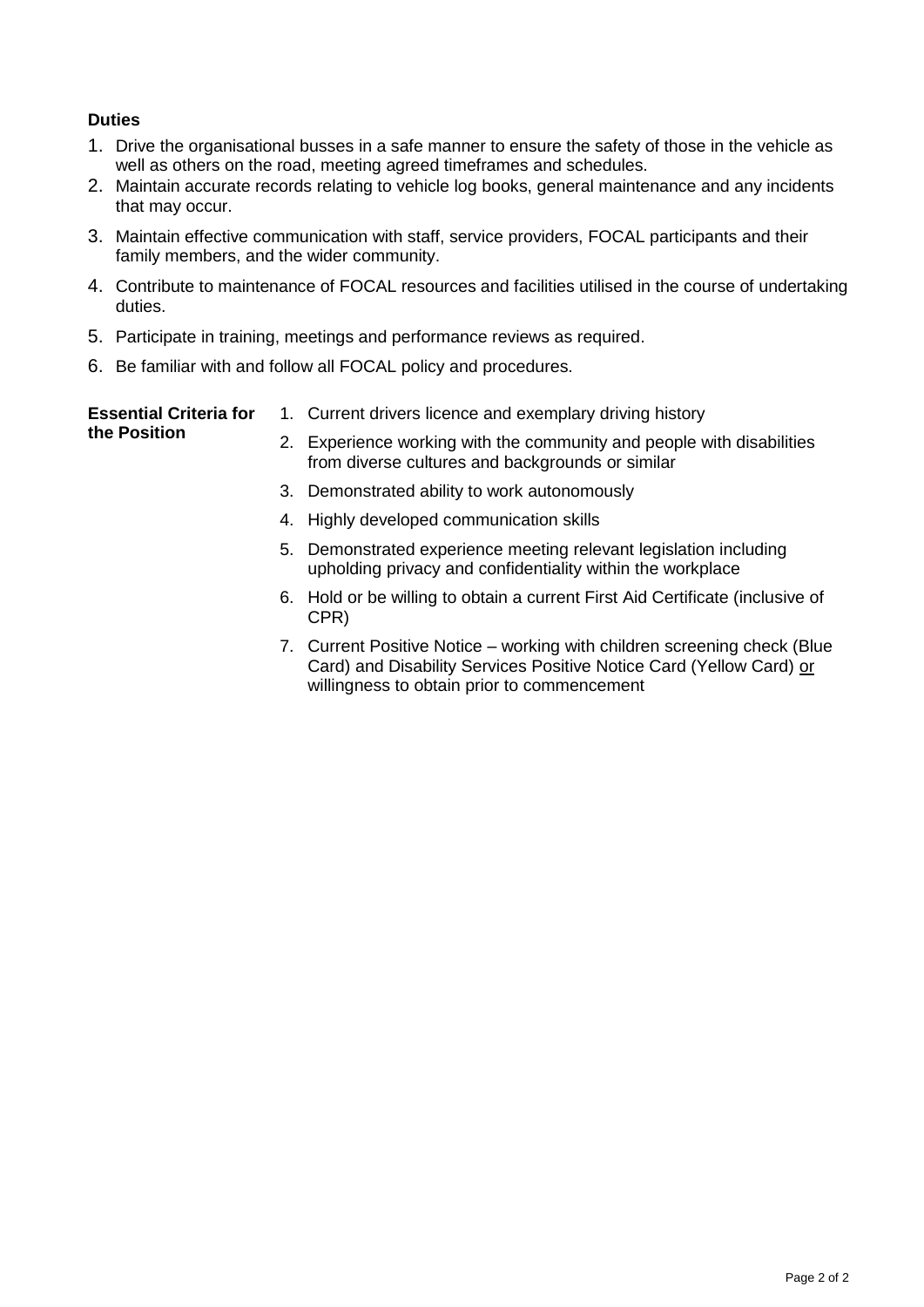**Duties**

1. Drive the organisational busses in a safe manner to ensure the safety of those in the vehicle as well as others on the road, meeting agreed timeframes and schedules.
2. Maintain accurate records relating to vehicle log books, general maintenance and any incidents that may occur.
3. Maintain effective communication with staff, service providers, FOCAL participants and their family members, and the wider community.
4. Contribute to maintenance of FOCAL resources and facilities utilised in the course of undertaking duties.
5. Participate in training, meetings and performance reviews as required.
6. Be familiar with and follow all FOCAL policy and procedures.

**Essential Criteria for the Position**

1. Current drivers licence and exemplary driving history
2. Experience working with the community and people with disabilities from diverse cultures and backgrounds or similar
3. Demonstrated ability to work autonomously
4. Highly developed communication skills
5. Demonstrated experience meeting relevant legislation including upholding privacy and confidentiality within the workplace
6. Hold or be willing to obtain a current First Aid Certificate (inclusive of CPR)
7. Current Positive Notice – working with children screening check (Blue Card) and Disability Services Positive Notice Card (Yellow Card) or willingness to obtain prior to commencement